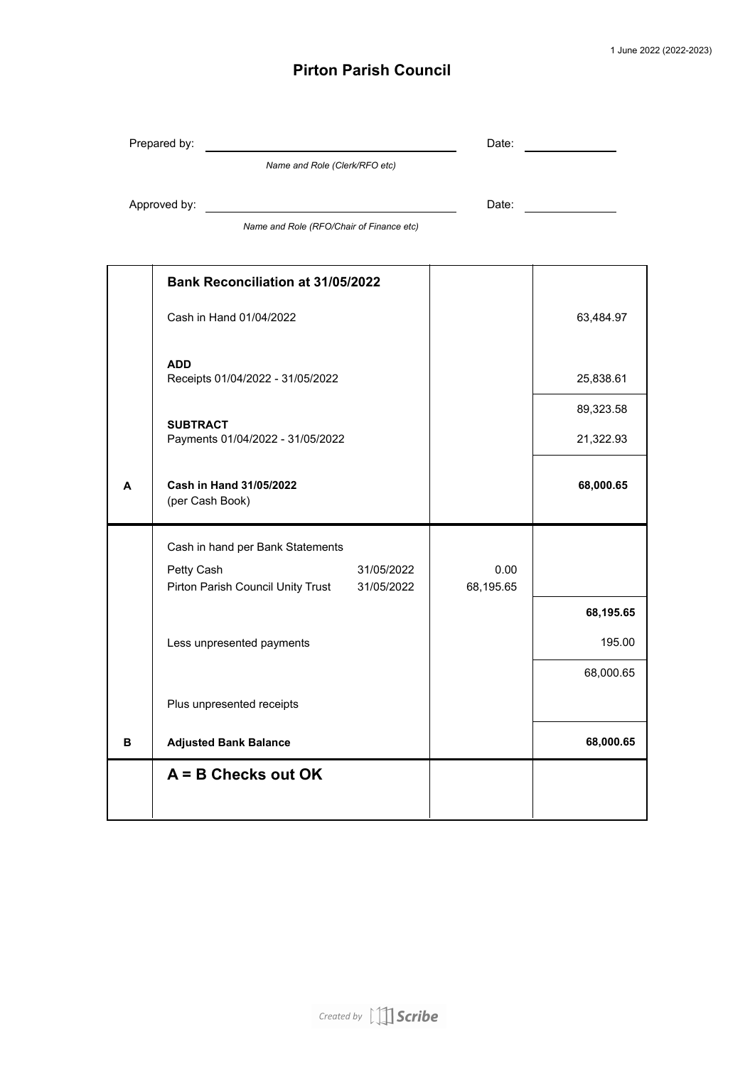1 June 2022 (2022-2023)

# Pirton Parish Council

Prepared by: ______________________________ Date: ____________

*Name and Role (Clerk/RFO etc)*

Approved by: ______________________________ Date: ____________

*Name and Role (RFO/Chair of Finance etc)*

| | **Bank Reconciliation at 31/05/2022** | | | |
|---|---|---|---|---|
| | Cash in Hand 01/04/2022 | | | 63,484.97 |
| | **ADD**<br>Receipts 01/04/2022 - 31/05/2022 | | | 25,838.61 |
| | | | | 89,323.58 |
| | **SUBTRACT**<br>Payments 01/04/2022 - 31/05/2022 | | | 21,322.93 |
| **A** | **Cash in Hand 31/05/2022**<br>(per Cash Book) | | | **68,000.65** |
| | Cash in hand per Bank Statements | | | |
| | Petty Cash | 31/05/2022 | 0.00 | |
| | Pirton Parish Council Unity Trust | 31/05/2022 | 68,195.65 | |
| | | | | **68,195.65** |
| | Less unpresented payments | | | 195.00 |
| | | | | 68,000.65 |
| | Plus unpresented receipts | | | |
| **B** | **Adjusted Bank Balance** | | | **68,000.65** |
| | **A = B Checks out OK** | | | |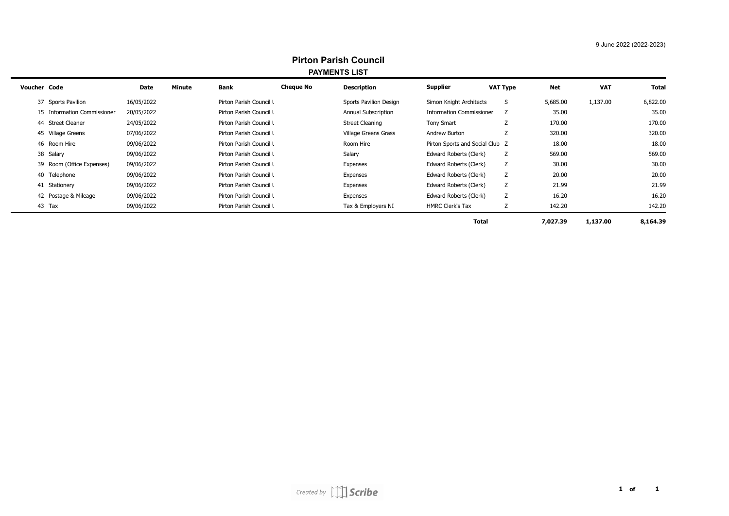9 June 2022 (2022-2023)

# Pirton Parish Council

## PAYMENTS LIST

| Voucher | Code | Date | Minute | Bank | Cheque No | Description | Supplier | VAT Type | Net | VAT | Total |
|---|---|---|---|---|---|---|---|---|---|---|---|
| 37 | Sports Pavilion | 16/05/2022 | | Pirton Parish Council U | | Sports Pavilion Design | Simon Knight Architects | S | 5,685.00 | 1,137.00 | 6,822.00 |
| 15 | Information Commissioner | 20/05/2022 | | Pirton Parish Council U | | Annual Subscription | Information Commissioner | Z | 35.00 | | 35.00 |
| 44 | Street Cleaner | 24/05/2022 | | Pirton Parish Council U | | Street Cleaning | Tony Smart | Z | 170.00 | | 170.00 |
| 45 | Village Greens | 07/06/2022 | | Pirton Parish Council U | | Village Greens Grass | Andrew Burton | Z | 320.00 | | 320.00 |
| 46 | Room Hire | 09/06/2022 | | Pirton Parish Council U | | Room Hire | Pirton Sports and Social Club | Z | 18.00 | | 18.00 |
| 38 | Salary | 09/06/2022 | | Pirton Parish Council U | | Salary | Edward Roberts (Clerk) | Z | 569.00 | | 569.00 |
| 39 | Room (Office Expenses) | 09/06/2022 | | Pirton Parish Council U | | Expenses | Edward Roberts (Clerk) | Z | 30.00 | | 30.00 |
| 40 | Telephone | 09/06/2022 | | Pirton Parish Council U | | Expenses | Edward Roberts (Clerk) | Z | 20.00 | | 20.00 |
| 41 | Stationery | 09/06/2022 | | Pirton Parish Council U | | Expenses | Edward Roberts (Clerk) | Z | 21.99 | | 21.99 |
| 42 | Postage & Mileage | 09/06/2022 | | Pirton Parish Council U | | Expenses | Edward Roberts (Clerk) | Z | 16.20 | | 16.20 |
| 43 | Tax | 09/06/2022 | | Pirton Parish Council U | | Tax & Employers NI | HMRC Clerk's Tax | Z | 142.20 | | 142.20 |
| | | | | | | | **Total** | | **7,027.39** | **1,137.00** | **8,164.39** |

Created by Scribe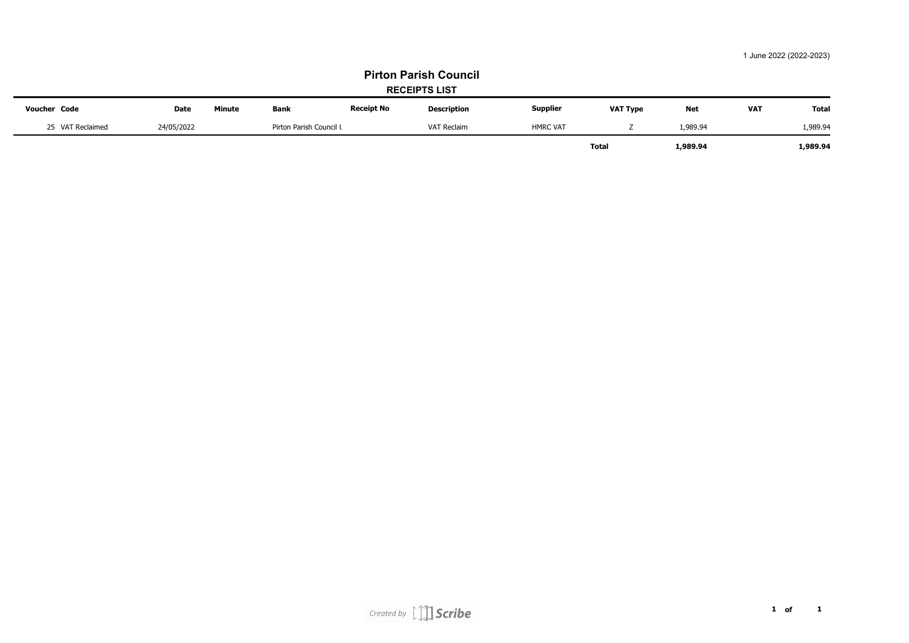1 June 2022 (2022-2023)

# Pirton Parish Council

## RECEIPTS LIST

| Voucher | Code | Date | Minute | Bank | Receipt No | Description | Supplier | VAT Type | Net | VAT | Total |
|---|---|---|---|---|---|---|---|---|---|---|---|
| 25 | VAT Reclaimed | 24/05/2022 | | Pirton Parish Council U | | VAT Reclaim | HMRC VAT | Z | 1,989.94 | | 1,989.94 |
| | | | | | | | | **Total** | **1,989.94** | | **1,989.94** |

*Created by* **Scribe**